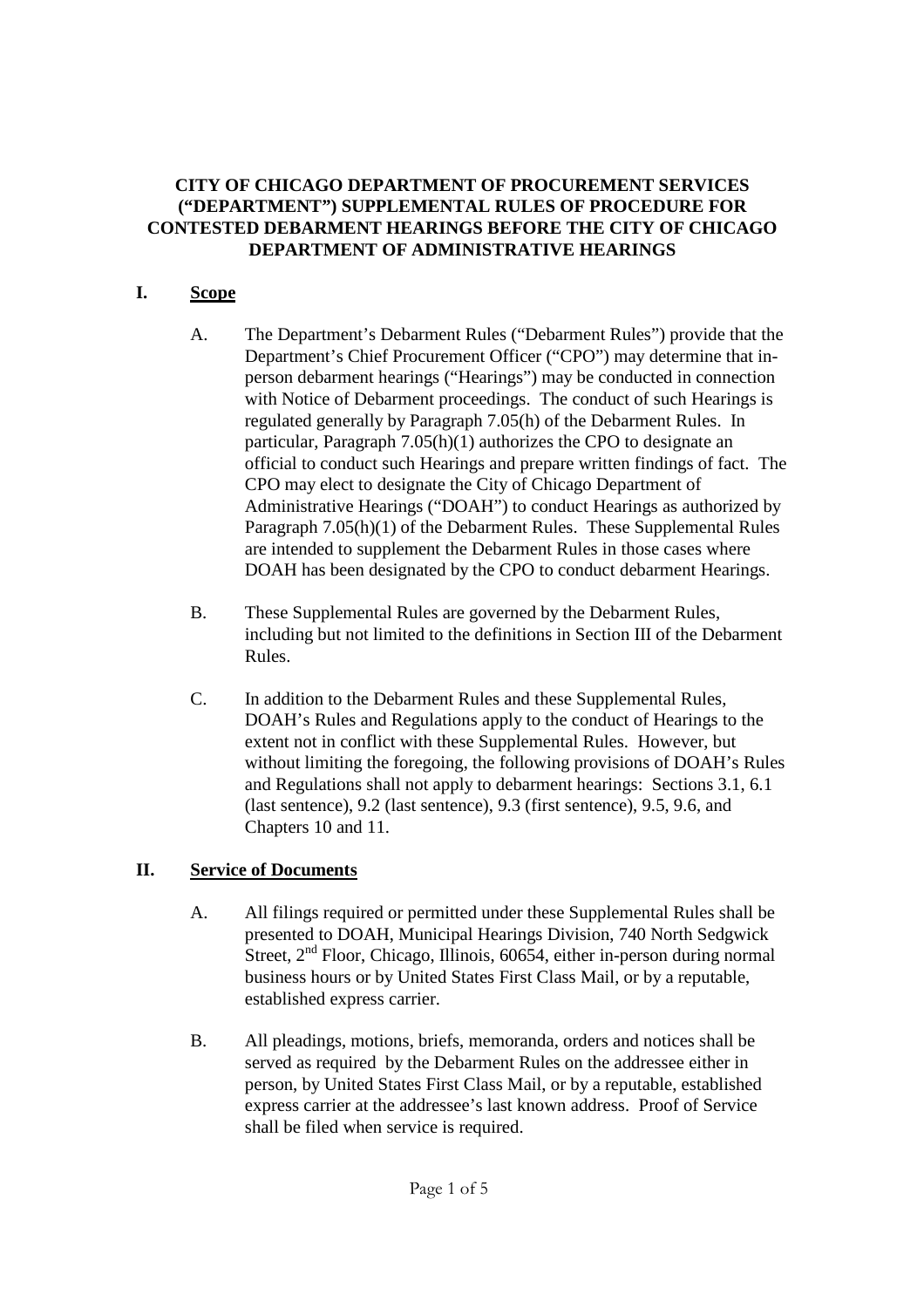# CITY OF CHICAGO DEPARTMENT OF PROCUREMENT SERVICES ("DEPARTMENT") SUPPLEMENTAL RULES OF PROCEDURE FOR CONTESTED DEBARMENT HEARINGS BEFORE THE CITY OF CHICAGO DEPARTMENT OF ADMINISTRATIVE HEARINGS

## I. Scope

A. The Department's Debarment Rules ("Debarment Rules") provide that the Department's Chief Procurement Officer ("CPO") may determine that in-person debarment hearings ("Hearings") may be conducted in connection with Notice of Debarment proceedings. The conduct of such Hearings is regulated generally by Paragraph 7.05(h) of the Debarment Rules. In particular, Paragraph 7.05(h)(1) authorizes the CPO to designate an official to conduct such Hearings and prepare written findings of fact. The CPO may elect to designate the City of Chicago Department of Administrative Hearings ("DOAH") to conduct Hearings as authorized by Paragraph 7.05(h)(1) of the Debarment Rules. These Supplemental Rules are intended to supplement the Debarment Rules in those cases where DOAH has been designated by the CPO to conduct debarment Hearings.

B. These Supplemental Rules are governed by the Debarment Rules, including but not limited to the definitions in Section III of the Debarment Rules.

C. In addition to the Debarment Rules and these Supplemental Rules, DOAH's Rules and Regulations apply to the conduct of Hearings to the extent not in conflict with these Supplemental Rules. However, but without limiting the foregoing, the following provisions of DOAH's Rules and Regulations shall not apply to debarment hearings: Sections 3.1, 6.1 (last sentence), 9.2 (last sentence), 9.3 (first sentence), 9.5, 9.6, and Chapters 10 and 11.

## II. Service of Documents

A. All filings required or permitted under these Supplemental Rules shall be presented to DOAH, Municipal Hearings Division, 740 North Sedgwick Street, 2nd Floor, Chicago, Illinois, 60654, either in-person during normal business hours or by United States First Class Mail, or by a reputable, established express carrier.

B. All pleadings, motions, briefs, memoranda, orders and notices shall be served as required by the Debarment Rules on the addressee either in person, by United States First Class Mail, or by a reputable, established express carrier at the addressee's last known address. Proof of Service shall be filed when service is required.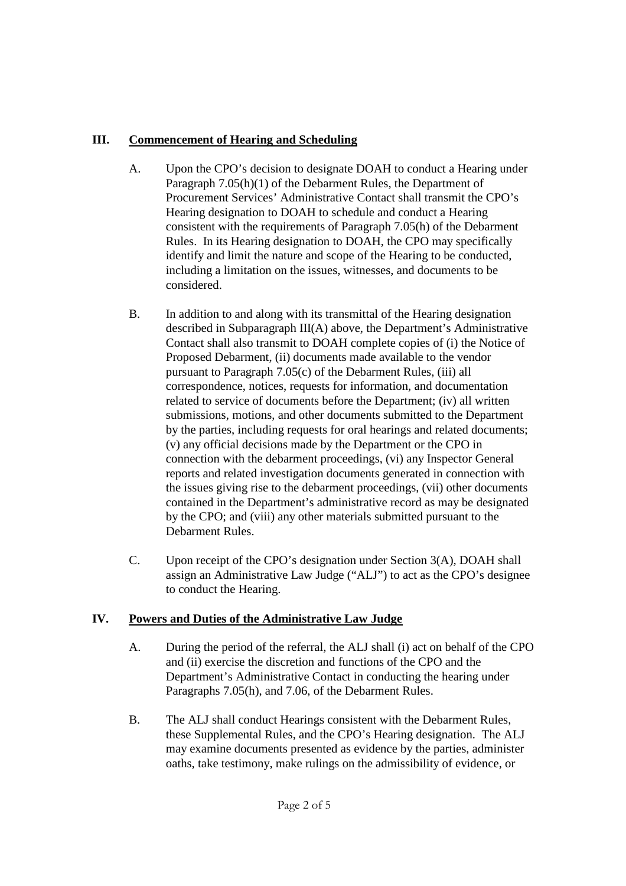## III. Commencement of Hearing and Scheduling

A. Upon the CPO's decision to designate DOAH to conduct a Hearing under Paragraph 7.05(h)(1) of the Debarment Rules, the Department of Procurement Services' Administrative Contact shall transmit the CPO's Hearing designation to DOAH to schedule and conduct a Hearing consistent with the requirements of Paragraph 7.05(h) of the Debarment Rules. In its Hearing designation to DOAH, the CPO may specifically identify and limit the nature and scope of the Hearing to be conducted, including a limitation on the issues, witnesses, and documents to be considered.

B. In addition to and along with its transmittal of the Hearing designation described in Subparagraph III(A) above, the Department's Administrative Contact shall also transmit to DOAH complete copies of (i) the Notice of Proposed Debarment, (ii) documents made available to the vendor pursuant to Paragraph 7.05(c) of the Debarment Rules, (iii) all correspondence, notices, requests for information, and documentation related to service of documents before the Department; (iv) all written submissions, motions, and other documents submitted to the Department by the parties, including requests for oral hearings and related documents; (v) any official decisions made by the Department or the CPO in connection with the debarment proceedings, (vi) any Inspector General reports and related investigation documents generated in connection with the issues giving rise to the debarment proceedings, (vii) other documents contained in the Department's administrative record as may be designated by the CPO; and (viii) any other materials submitted pursuant to the Debarment Rules.

C. Upon receipt of the CPO's designation under Section 3(A), DOAH shall assign an Administrative Law Judge ("ALJ") to act as the CPO's designee to conduct the Hearing.

## IV. Powers and Duties of the Administrative Law Judge

A. During the period of the referral, the ALJ shall (i) act on behalf of the CPO and (ii) exercise the discretion and functions of the CPO and the Department's Administrative Contact in conducting the hearing under Paragraphs 7.05(h), and 7.06, of the Debarment Rules.

B. The ALJ shall conduct Hearings consistent with the Debarment Rules, these Supplemental Rules, and the CPO's Hearing designation. The ALJ may examine documents presented as evidence by the parties, administer oaths, take testimony, make rulings on the admissibility of evidence, or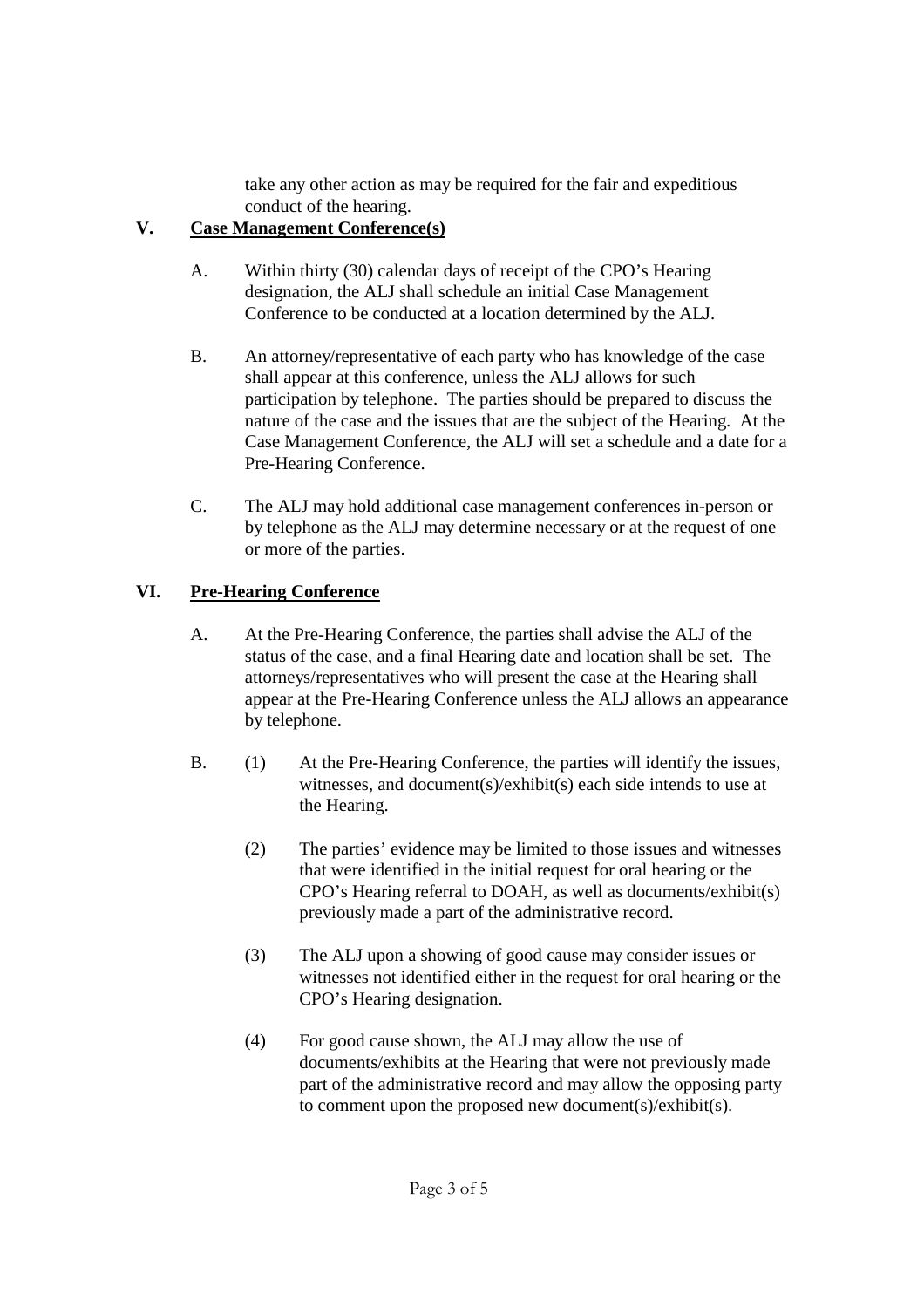take any other action as may be required for the fair and expeditious conduct of the hearing.

## V. <u>Case Management Conference(s)</u>

A. Within thirty (30) calendar days of receipt of the CPO's Hearing designation, the ALJ shall schedule an initial Case Management Conference to be conducted at a location determined by the ALJ.

B. An attorney/representative of each party who has knowledge of the case shall appear at this conference, unless the ALJ allows for such participation by telephone. The parties should be prepared to discuss the nature of the case and the issues that are the subject of the Hearing. At the Case Management Conference, the ALJ will set a schedule and a date for a Pre-Hearing Conference.

C. The ALJ may hold additional case management conferences in-person or by telephone as the ALJ may determine necessary or at the request of one or more of the parties.

## VI. <u>Pre-Hearing Conference</u>

A. At the Pre-Hearing Conference, the parties shall advise the ALJ of the status of the case, and a final Hearing date and location shall be set. The attorneys/representatives who will present the case at the Hearing shall appear at the Pre-Hearing Conference unless the ALJ allows an appearance by telephone.

B. (1) At the Pre-Hearing Conference, the parties will identify the issues, witnesses, and document(s)/exhibit(s) each side intends to use at the Hearing.

(2) The parties' evidence may be limited to those issues and witnesses that were identified in the initial request for oral hearing or the CPO's Hearing referral to DOAH, as well as documents/exhibit(s) previously made a part of the administrative record.

(3) The ALJ upon a showing of good cause may consider issues or witnesses not identified either in the request for oral hearing or the CPO's Hearing designation.

(4) For good cause shown, the ALJ may allow the use of documents/exhibits at the Hearing that were not previously made part of the administrative record and may allow the opposing party to comment upon the proposed new document(s)/exhibit(s).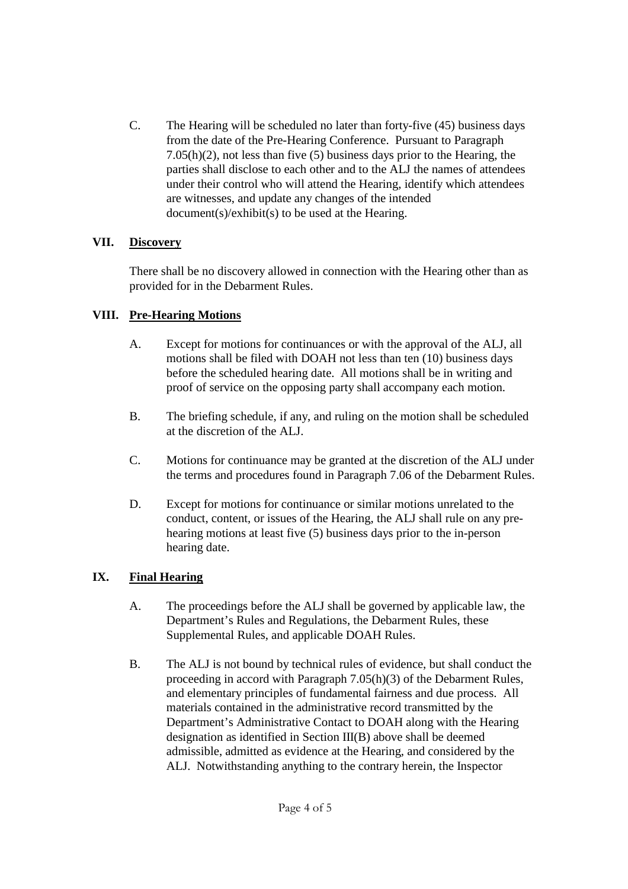C. The Hearing will be scheduled no later than forty-five (45) business days from the date of the Pre-Hearing Conference. Pursuant to Paragraph 7.05(h)(2), not less than five (5) business days prior to the Hearing, the parties shall disclose to each other and to the ALJ the names of attendees under their control who will attend the Hearing, identify which attendees are witnesses, and update any changes of the intended document(s)/exhibit(s) to be used at the Hearing.

## VII. Discovery

There shall be no discovery allowed in connection with the Hearing other than as provided for in the Debarment Rules.

## VIII. Pre-Hearing Motions

A. Except for motions for continuances or with the approval of the ALJ, all motions shall be filed with DOAH not less than ten (10) business days before the scheduled hearing date. All motions shall be in writing and proof of service on the opposing party shall accompany each motion.

B. The briefing schedule, if any, and ruling on the motion shall be scheduled at the discretion of the ALJ.

C. Motions for continuance may be granted at the discretion of the ALJ under the terms and procedures found in Paragraph 7.06 of the Debarment Rules.

D. Except for motions for continuance or similar motions unrelated to the conduct, content, or issues of the Hearing, the ALJ shall rule on any pre-hearing motions at least five (5) business days prior to the in-person hearing date.

## IX. Final Hearing

A. The proceedings before the ALJ shall be governed by applicable law, the Department's Rules and Regulations, the Debarment Rules, these Supplemental Rules, and applicable DOAH Rules.

B. The ALJ is not bound by technical rules of evidence, but shall conduct the proceeding in accord with Paragraph 7.05(h)(3) of the Debarment Rules, and elementary principles of fundamental fairness and due process. All materials contained in the administrative record transmitted by the Department's Administrative Contact to DOAH along with the Hearing designation as identified in Section III(B) above shall be deemed admissible, admitted as evidence at the Hearing, and considered by the ALJ. Notwithstanding anything to the contrary herein, the Inspector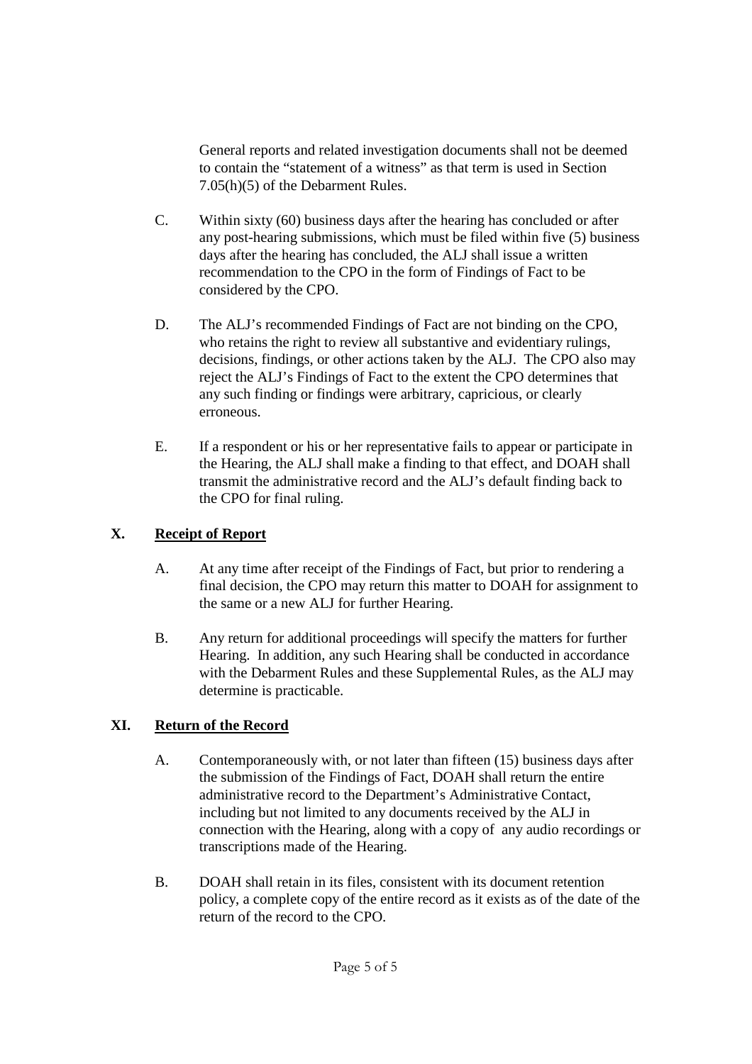General reports and related investigation documents shall not be deemed to contain the "statement of a witness" as that term is used in Section 7.05(h)(5) of the Debarment Rules.

C. Within sixty (60) business days after the hearing has concluded or after any post-hearing submissions, which must be filed within five (5) business days after the hearing has concluded, the ALJ shall issue a written recommendation to the CPO in the form of Findings of Fact to be considered by the CPO.

D. The ALJ's recommended Findings of Fact are not binding on the CPO, who retains the right to review all substantive and evidentiary rulings, decisions, findings, or other actions taken by the ALJ. The CPO also may reject the ALJ's Findings of Fact to the extent the CPO determines that any such finding or findings were arbitrary, capricious, or clearly erroneous.

E. If a respondent or his or her representative fails to appear or participate in the Hearing, the ALJ shall make a finding to that effect, and DOAH shall transmit the administrative record and the ALJ's default finding back to the CPO for final ruling.

## X. Receipt of Report

A. At any time after receipt of the Findings of Fact, but prior to rendering a final decision, the CPO may return this matter to DOAH for assignment to the same or a new ALJ for further Hearing.

B. Any return for additional proceedings will specify the matters for further Hearing. In addition, any such Hearing shall be conducted in accordance with the Debarment Rules and these Supplemental Rules, as the ALJ may determine is practicable.

## XI. Return of the Record

A. Contemporaneously with, or not later than fifteen (15) business days after the submission of the Findings of Fact, DOAH shall return the entire administrative record to the Department's Administrative Contact, including but not limited to any documents received by the ALJ in connection with the Hearing, along with a copy of any audio recordings or transcriptions made of the Hearing.

B. DOAH shall retain in its files, consistent with its document retention policy, a complete copy of the entire record as it exists as of the date of the return of the record to the CPO.